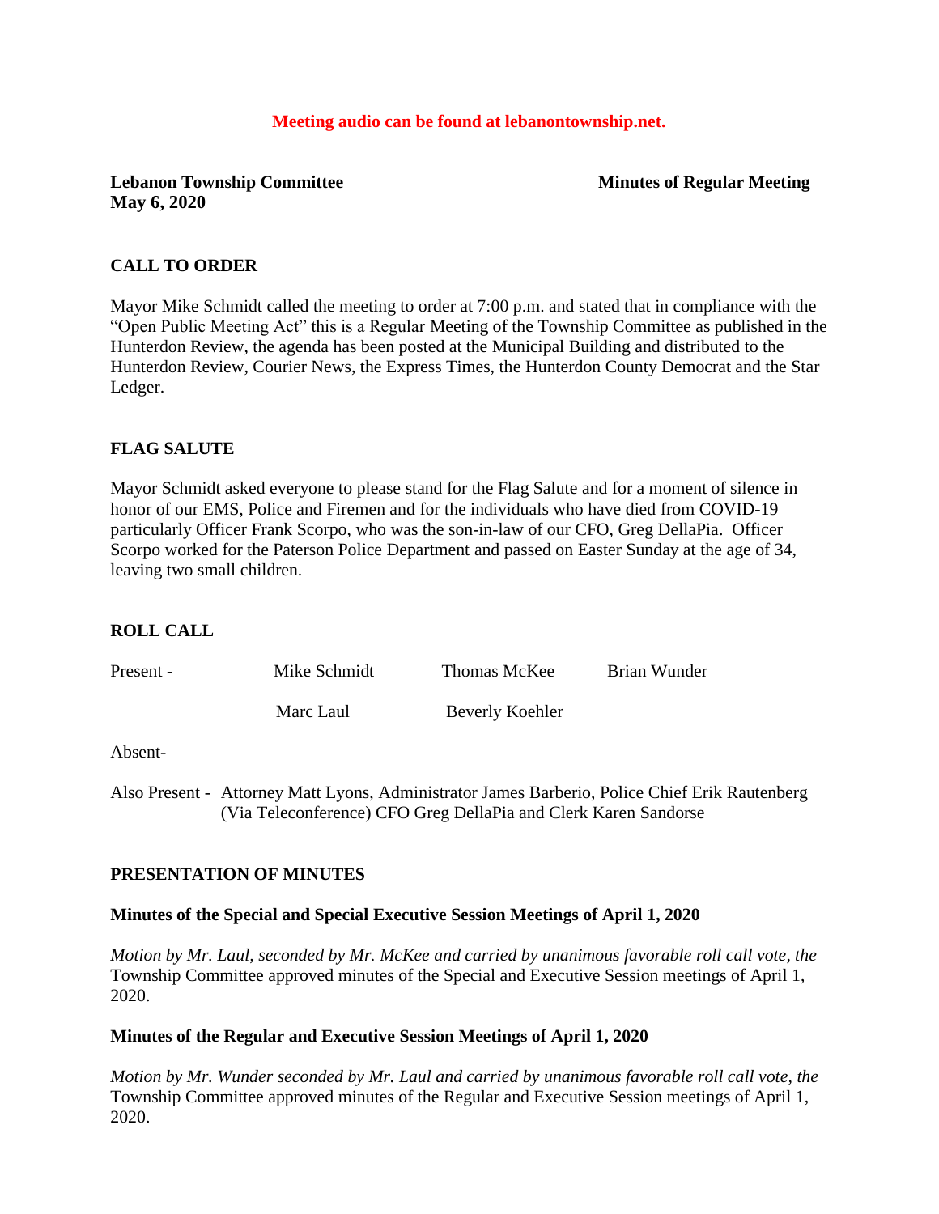**Meeting audio can be found at lebanontownship.net.**

**Lebanon Township Committee** **Minutes of Regular Meeting**
**May 6, 2020**

## CALL TO ORDER

Mayor Mike Schmidt called the meeting to order at 7:00 p.m. and stated that in compliance with the "Open Public Meeting Act" this is a Regular Meeting of the Township Committee as published in the Hunterdon Review, the agenda has been posted at the Municipal Building and distributed to the Hunterdon Review, Courier News, the Express Times, the Hunterdon County Democrat and the Star Ledger.

## FLAG SALUTE

Mayor Schmidt asked everyone to please stand for the Flag Salute and for a moment of silence in honor of our EMS, Police and Firemen and for the individuals who have died from COVID-19 particularly Officer Frank Scorpo, who was the son-in-law of our CFO, Greg DellaPia. Officer Scorpo worked for the Paterson Police Department and passed on Easter Sunday at the age of 34, leaving two small children.

## ROLL CALL

Present - Mike Schmidt, Thomas McKee, Brian Wunder, Marc Laul, Beverly Koehler

Absent-

Also Present - Attorney Matt Lyons, Administrator James Barberio, Police Chief Erik Rautenberg (Via Teleconference) CFO Greg DellaPia and Clerk Karen Sandorse

## PRESENTATION OF MINUTES

**Minutes of the Special and Special Executive Session Meetings of April 1, 2020**

*Motion by Mr. Laul, seconded by Mr. McKee and carried by unanimous favorable roll call vote, the* Township Committee approved minutes of the Special and Executive Session meetings of April 1, 2020.

**Minutes of the Regular and Executive Session Meetings of April 1, 2020**

*Motion by Mr. Wunder seconded by Mr. Laul and carried by unanimous favorable roll call vote, the* Township Committee approved minutes of the Regular and Executive Session meetings of April 1, 2020.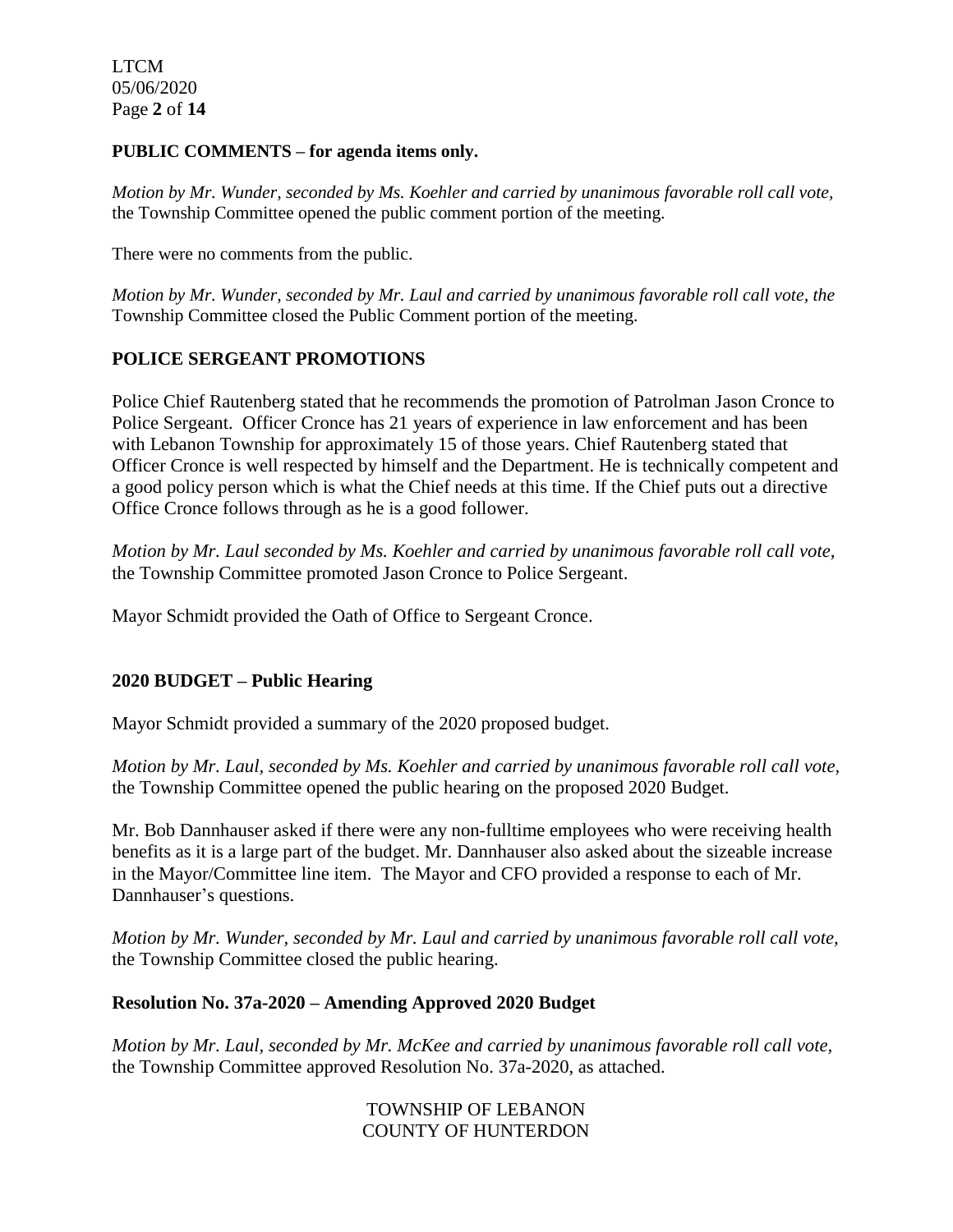## PUBLIC COMMENTS – for agenda items only.

*Motion by Mr. Wunder, seconded by Ms. Koehler and carried by unanimous favorable roll call vote,* the Township Committee opened the public comment portion of the meeting.

There were no comments from the public.

*Motion by Mr. Wunder, seconded by Mr. Laul and carried by unanimous favorable roll call vote, the* Township Committee closed the Public Comment portion of the meeting.

## POLICE SERGEANT PROMOTIONS

Police Chief Rautenberg stated that he recommends the promotion of Patrolman Jason Cronce to Police Sergeant. Officer Cronce has 21 years of experience in law enforcement and has been with Lebanon Township for approximately 15 of those years. Chief Rautenberg stated that Officer Cronce is well respected by himself and the Department. He is technically competent and a good policy person which is what the Chief needs at this time. If the Chief puts out a directive Office Cronce follows through as he is a good follower.

*Motion by Mr. Laul seconded by Ms. Koehler and carried by unanimous favorable roll call vote,* the Township Committee promoted Jason Cronce to Police Sergeant.

Mayor Schmidt provided the Oath of Office to Sergeant Cronce.

## 2020 BUDGET – Public Hearing

Mayor Schmidt provided a summary of the 2020 proposed budget.

*Motion by Mr. Laul, seconded by Ms. Koehler and carried by unanimous favorable roll call vote,* the Township Committee opened the public hearing on the proposed 2020 Budget.

Mr. Bob Dannhauser asked if there were any non-fulltime employees who were receiving health benefits as it is a large part of the budget. Mr. Dannhauser also asked about the sizeable increase in the Mayor/Committee line item. The Mayor and CFO provided a response to each of Mr. Dannhauser's questions.

*Motion by Mr. Wunder, seconded by Mr. Laul and carried by unanimous favorable roll call vote,* the Township Committee closed the public hearing.

## Resolution No. 37a-2020 – Amending Approved 2020 Budget

*Motion by Mr. Laul, seconded by Mr. McKee and carried by unanimous favorable roll call vote,* the Township Committee approved Resolution No. 37a-2020, as attached.

TOWNSHIP OF LEBANON
COUNTY OF HUNTERDON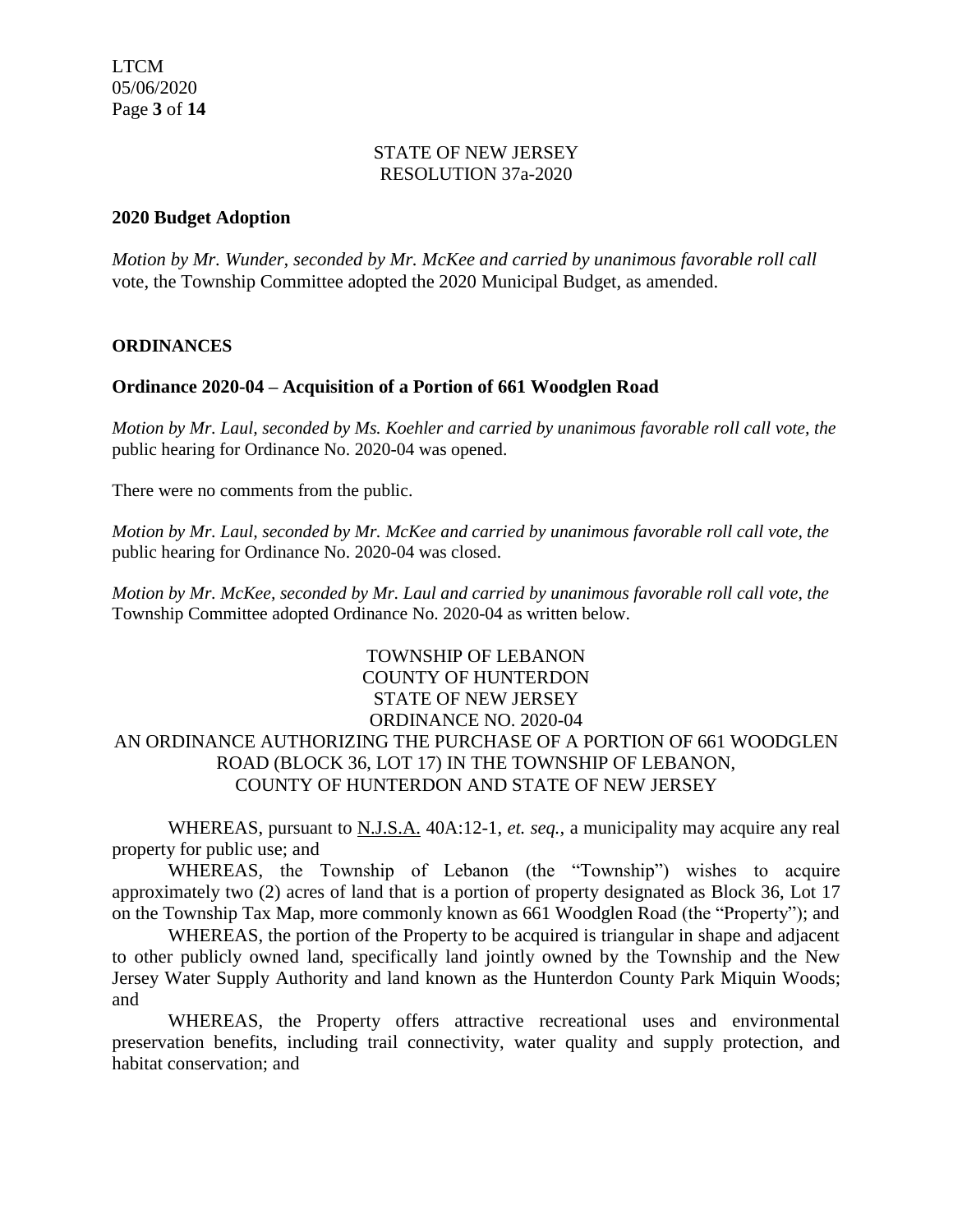STATE OF NEW JERSEY
RESOLUTION 37a-2020

**2020 Budget Adoption**

*Motion by Mr. Wunder, seconded by Mr. McKee and carried by unanimous favorable roll call* vote, the Township Committee adopted the 2020 Municipal Budget, as amended.

**ORDINANCES**

**Ordinance 2020-04 – Acquisition of a Portion of 661 Woodglen Road**

*Motion by Mr. Laul, seconded by Ms. Koehler and carried by unanimous favorable roll call vote, the* public hearing for Ordinance No. 2020-04 was opened.

There were no comments from the public.

*Motion by Mr. Laul, seconded by Mr. McKee and carried by unanimous favorable roll call vote, the* public hearing for Ordinance No. 2020-04 was closed.

*Motion by Mr. McKee, seconded by Mr. Laul and carried by unanimous favorable roll call vote, the* Township Committee adopted Ordinance No. 2020-04 as written below.

TOWNSHIP OF LEBANON
COUNTY OF HUNTERDON
STATE OF NEW JERSEY
ORDINANCE NO. 2020-04
AN ORDINANCE AUTHORIZING THE PURCHASE OF A PORTION OF 661 WOODGLEN ROAD (BLOCK 36, LOT 17) IN THE TOWNSHIP OF LEBANON, COUNTY OF HUNTERDON AND STATE OF NEW JERSEY

WHEREAS, pursuant to N.J.S.A. 40A:12-1, *et. seq.*, a municipality may acquire any real property for public use; and

WHEREAS, the Township of Lebanon (the "Township") wishes to acquire approximately two (2) acres of land that is a portion of property designated as Block 36, Lot 17 on the Township Tax Map, more commonly known as 661 Woodglen Road (the "Property"); and

WHEREAS, the portion of the Property to be acquired is triangular in shape and adjacent to other publicly owned land, specifically land jointly owned by the Township and the New Jersey Water Supply Authority and land known as the Hunterdon County Park Miquin Woods; and

WHEREAS, the Property offers attractive recreational uses and environmental preservation benefits, including trail connectivity, water quality and supply protection, and habitat conservation; and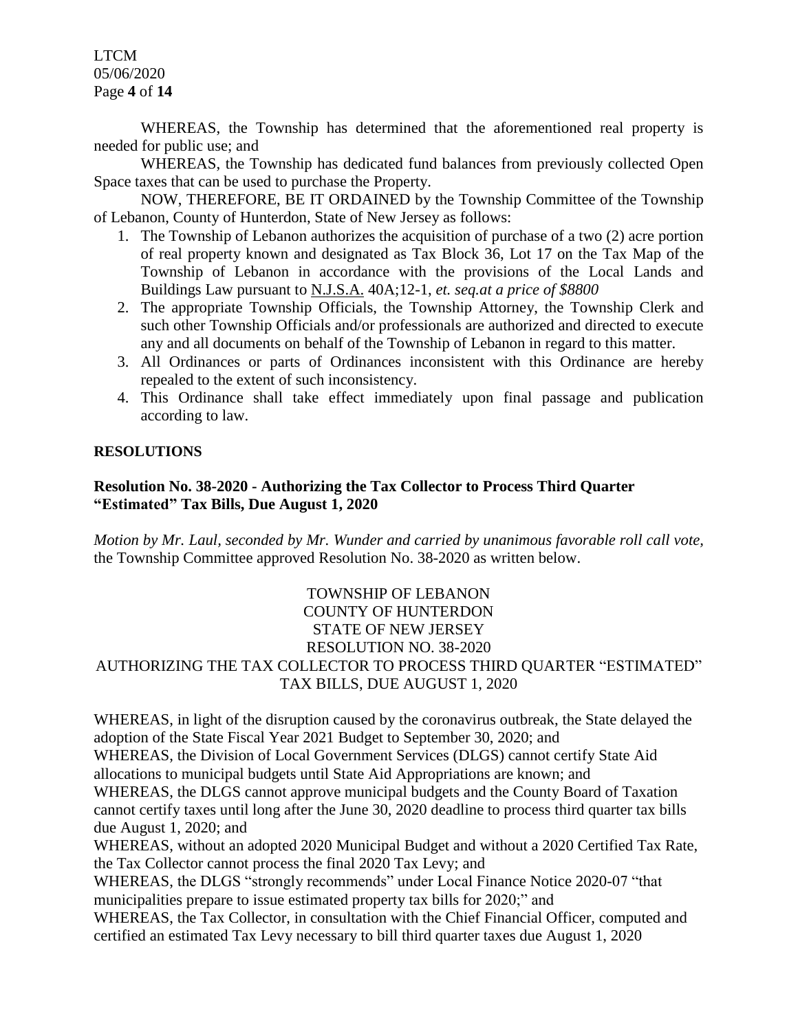WHEREAS, the Township has determined that the aforementioned real property is needed for public use; and

WHEREAS, the Township has dedicated fund balances from previously collected Open Space taxes that can be used to purchase the Property.

NOW, THEREFORE, BE IT ORDAINED by the Township Committee of the Township of Lebanon, County of Hunterdon, State of New Jersey as follows:

1. The Township of Lebanon authorizes the acquisition of purchase of a two (2) acre portion of real property known and designated as Tax Block 36, Lot 17 on the Tax Map of the Township of Lebanon in accordance with the provisions of the Local Lands and Buildings Law pursuant to N.J.S.A. 40A;12-1, *et. seq.at a price of $8800*
2. The appropriate Township Officials, the Township Attorney, the Township Clerk and such other Township Officials and/or professionals are authorized and directed to execute any and all documents on behalf of the Township of Lebanon in regard to this matter.
3. All Ordinances or parts of Ordinances inconsistent with this Ordinance are hereby repealed to the extent of such inconsistency.
4. This Ordinance shall take effect immediately upon final passage and publication according to law.

**RESOLUTIONS**

**Resolution No. 38-2020 - Authorizing the Tax Collector to Process Third Quarter "Estimated" Tax Bills, Due August 1, 2020**

*Motion by Mr. Laul, seconded by Mr. Wunder and carried by unanimous favorable roll call vote,* the Township Committee approved Resolution No. 38-2020 as written below.

TOWNSHIP OF LEBANON
COUNTY OF HUNTERDON
STATE OF NEW JERSEY
RESOLUTION NO. 38-2020
AUTHORIZING THE TAX COLLECTOR TO PROCESS THIRD QUARTER "ESTIMATED" TAX BILLS, DUE AUGUST 1, 2020

WHEREAS, in light of the disruption caused by the coronavirus outbreak, the State delayed the adoption of the State Fiscal Year 2021 Budget to September 30, 2020; and

WHEREAS, the Division of Local Government Services (DLGS) cannot certify State Aid allocations to municipal budgets until State Aid Appropriations are known; and

WHEREAS, the DLGS cannot approve municipal budgets and the County Board of Taxation cannot certify taxes until long after the June 30, 2020 deadline to process third quarter tax bills due August 1, 2020; and

WHEREAS, without an adopted 2020 Municipal Budget and without a 2020 Certified Tax Rate, the Tax Collector cannot process the final 2020 Tax Levy; and

WHEREAS, the DLGS "strongly recommends" under Local Finance Notice 2020-07 "that municipalities prepare to issue estimated property tax bills for 2020;" and

WHEREAS, the Tax Collector, in consultation with the Chief Financial Officer, computed and certified an estimated Tax Levy necessary to bill third quarter taxes due August 1, 2020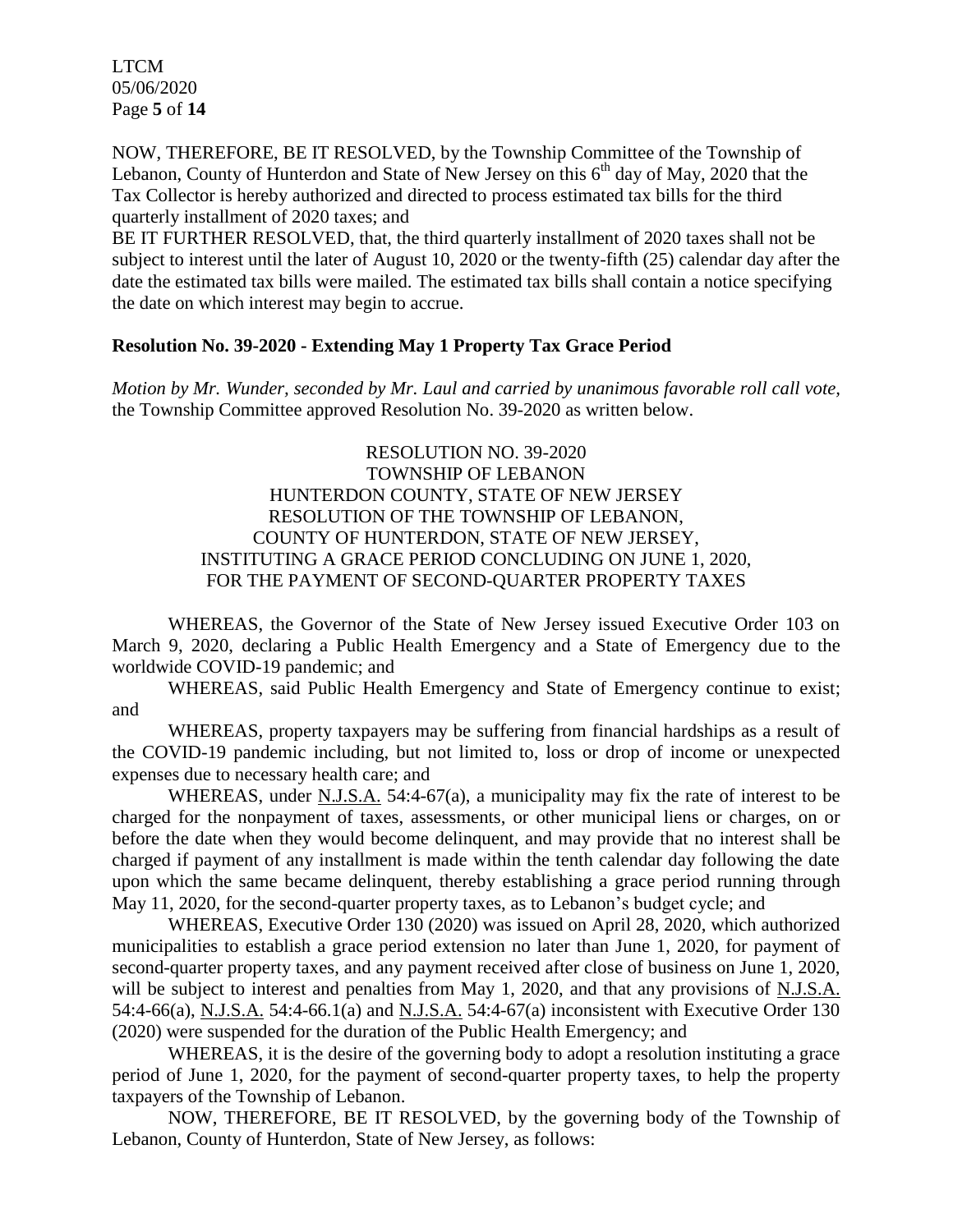NOW, THEREFORE, BE IT RESOLVED, by the Township Committee of the Township of Lebanon, County of Hunterdon and State of New Jersey on this 6th day of May, 2020 that the Tax Collector is hereby authorized and directed to process estimated tax bills for the third quarterly installment of 2020 taxes; and

BE IT FURTHER RESOLVED, that, the third quarterly installment of 2020 taxes shall not be subject to interest until the later of August 10, 2020 or the twenty-fifth (25) calendar day after the date the estimated tax bills were mailed. The estimated tax bills shall contain a notice specifying the date on which interest may begin to accrue.

**Resolution No. 39-2020 - Extending May 1 Property Tax Grace Period**

*Motion by Mr. Wunder, seconded by Mr. Laul and carried by unanimous favorable roll call vote,* the Township Committee approved Resolution No. 39-2020 as written below.

RESOLUTION NO. 39-2020
TOWNSHIP OF LEBANON
HUNTERDON COUNTY, STATE OF NEW JERSEY
RESOLUTION OF THE TOWNSHIP OF LEBANON,
COUNTY OF HUNTERDON, STATE OF NEW JERSEY,
INSTITUTING A GRACE PERIOD CONCLUDING ON JUNE 1, 2020,
FOR THE PAYMENT OF SECOND-QUARTER PROPERTY TAXES

WHEREAS, the Governor of the State of New Jersey issued Executive Order 103 on March 9, 2020, declaring a Public Health Emergency and a State of Emergency due to the worldwide COVID-19 pandemic; and

WHEREAS, said Public Health Emergency and State of Emergency continue to exist; and

WHEREAS, property taxpayers may be suffering from financial hardships as a result of the COVID-19 pandemic including, but not limited to, loss or drop of income or unexpected expenses due to necessary health care; and

WHEREAS, under N.J.S.A. 54:4-67(a), a municipality may fix the rate of interest to be charged for the nonpayment of taxes, assessments, or other municipal liens or charges, on or before the date when they would become delinquent, and may provide that no interest shall be charged if payment of any installment is made within the tenth calendar day following the date upon which the same became delinquent, thereby establishing a grace period running through May 11, 2020, for the second-quarter property taxes, as to Lebanon's budget cycle; and

WHEREAS, Executive Order 130 (2020) was issued on April 28, 2020, which authorized municipalities to establish a grace period extension no later than June 1, 2020, for payment of second-quarter property taxes, and any payment received after close of business on June 1, 2020, will be subject to interest and penalties from May 1, 2020, and that any provisions of N.J.S.A. 54:4-66(a), N.J.S.A. 54:4-66.1(a) and N.J.S.A. 54:4-67(a) inconsistent with Executive Order 130 (2020) were suspended for the duration of the Public Health Emergency; and

WHEREAS, it is the desire of the governing body to adopt a resolution instituting a grace period of June 1, 2020, for the payment of second-quarter property taxes, to help the property taxpayers of the Township of Lebanon.

NOW, THEREFORE, BE IT RESOLVED, by the governing body of the Township of Lebanon, County of Hunterdon, State of New Jersey, as follows: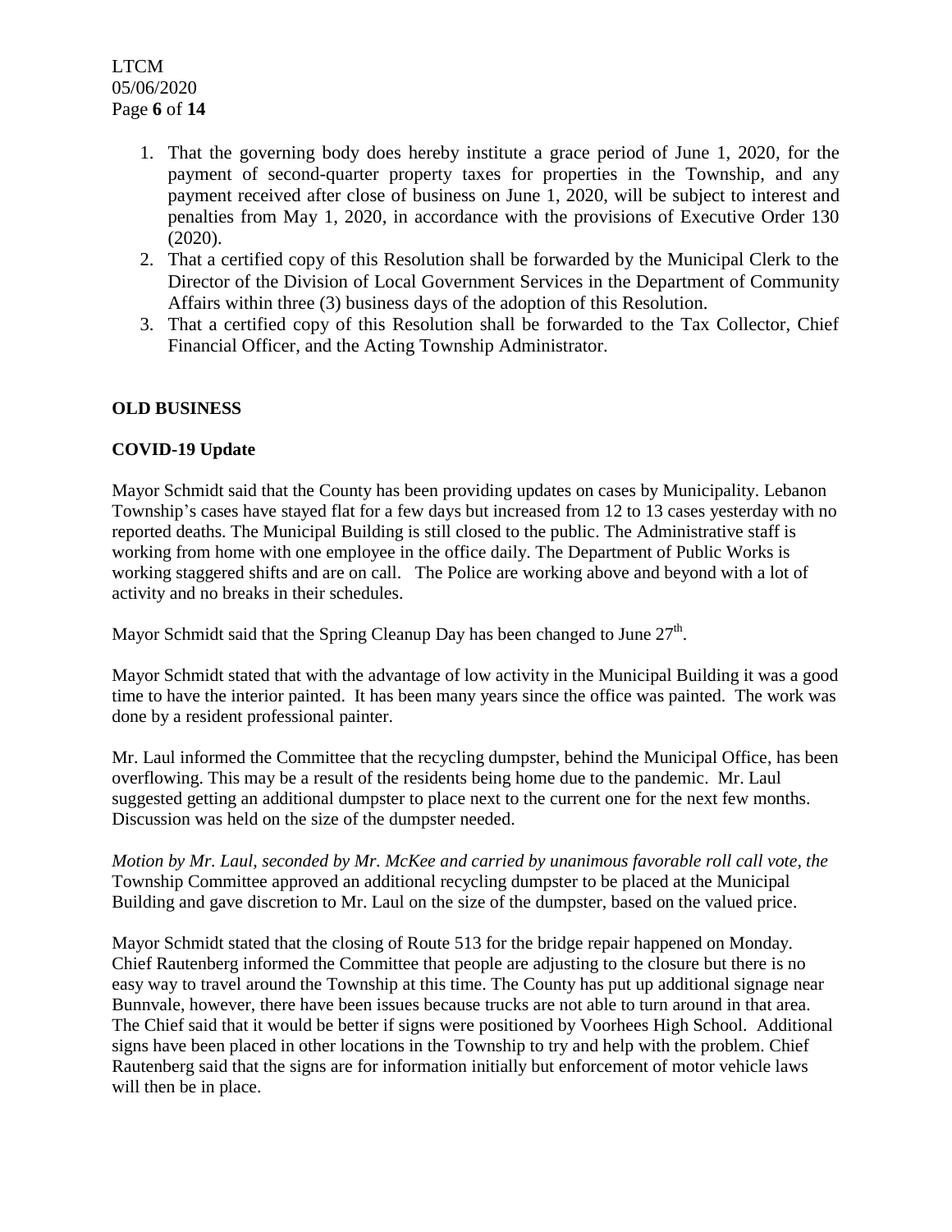1. That the governing body does hereby institute a grace period of June 1, 2020, for the payment of second-quarter property taxes for properties in the Township, and any payment received after close of business on June 1, 2020, will be subject to interest and penalties from May 1, 2020, in accordance with the provisions of Executive Order 130 (2020).
2. That a certified copy of this Resolution shall be forwarded by the Municipal Clerk to the Director of the Division of Local Government Services in the Department of Community Affairs within three (3) business days of the adoption of this Resolution.
3. That a certified copy of this Resolution shall be forwarded to the Tax Collector, Chief Financial Officer, and the Acting Township Administrator.

**OLD BUSINESS**

**COVID-19 Update**

Mayor Schmidt said that the County has been providing updates on cases by Municipality. Lebanon Township's cases have stayed flat for a few days but increased from 12 to 13 cases yesterday with no reported deaths. The Municipal Building is still closed to the public. The Administrative staff is working from home with one employee in the office daily. The Department of Public Works is working staggered shifts and are on call. The Police are working above and beyond with a lot of activity and no breaks in their schedules.

Mayor Schmidt said that the Spring Cleanup Day has been changed to June 27th.

Mayor Schmidt stated that with the advantage of low activity in the Municipal Building it was a good time to have the interior painted. It has been many years since the office was painted. The work was done by a resident professional painter.

Mr. Laul informed the Committee that the recycling dumpster, behind the Municipal Office, has been overflowing. This may be a result of the residents being home due to the pandemic. Mr. Laul suggested getting an additional dumpster to place next to the current one for the next few months. Discussion was held on the size of the dumpster needed.

*Motion by Mr. Laul, seconded by Mr. McKee and carried by unanimous favorable roll call vote, the* Township Committee approved an additional recycling dumpster to be placed at the Municipal Building and gave discretion to Mr. Laul on the size of the dumpster, based on the valued price.

Mayor Schmidt stated that the closing of Route 513 for the bridge repair happened on Monday. Chief Rautenberg informed the Committee that people are adjusting to the closure but there is no easy way to travel around the Township at this time. The County has put up additional signage near Bunnvale, however, there have been issues because trucks are not able to turn around in that area. The Chief said that it would be better if signs were positioned by Voorhees High School. Additional signs have been placed in other locations in the Township to try and help with the problem. Chief Rautenberg said that the signs are for information initially but enforcement of motor vehicle laws will then be in place.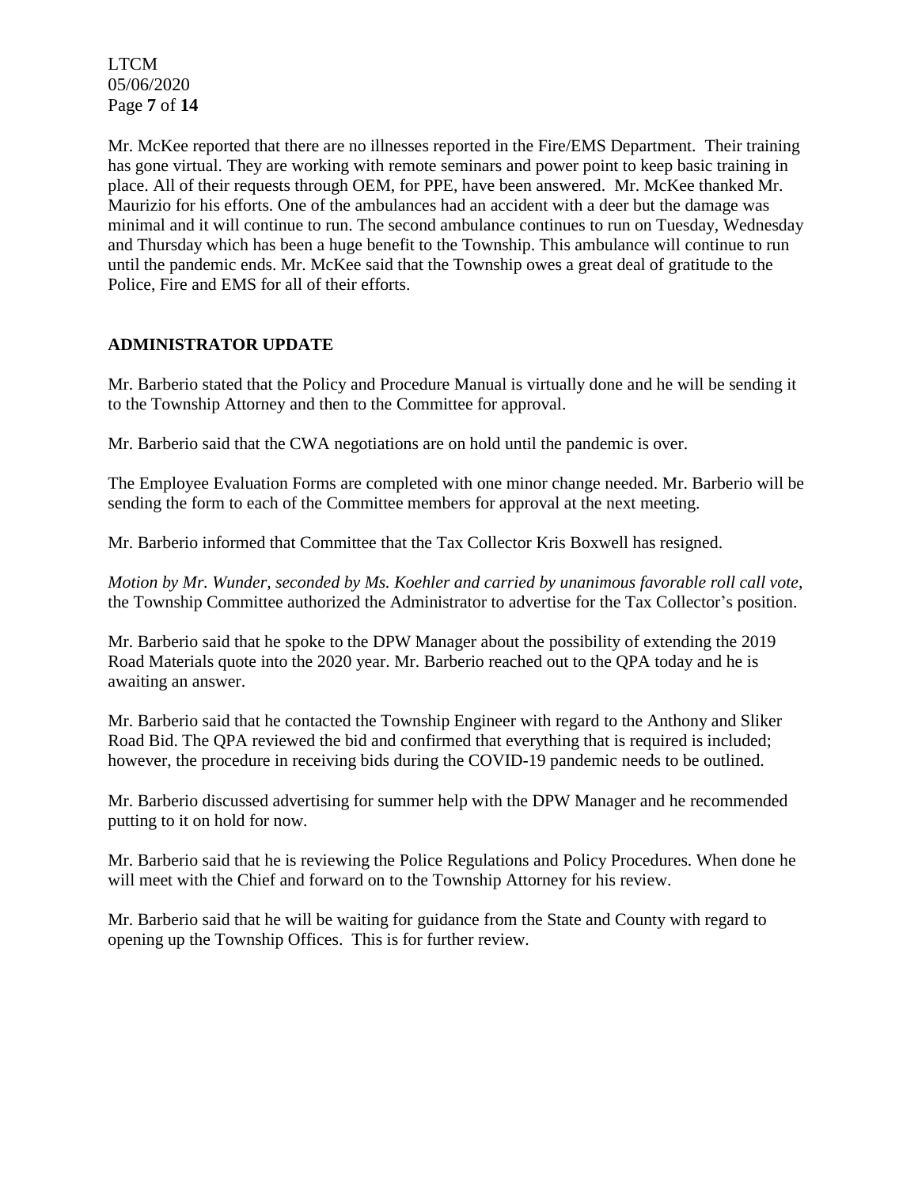Mr. McKee reported that there are no illnesses reported in the Fire/EMS Department. Their training has gone virtual. They are working with remote seminars and power point to keep basic training in place. All of their requests through OEM, for PPE, have been answered. Mr. McKee thanked Mr. Maurizio for his efforts. One of the ambulances had an accident with a deer but the damage was minimal and it will continue to run. The second ambulance continues to run on Tuesday, Wednesday and Thursday which has been a huge benefit to the Township. This ambulance will continue to run until the pandemic ends. Mr. McKee said that the Township owes a great deal of gratitude to the Police, Fire and EMS for all of their efforts.

## ADMINISTRATOR UPDATE

Mr. Barberio stated that the Policy and Procedure Manual is virtually done and he will be sending it to the Township Attorney and then to the Committee for approval.

Mr. Barberio said that the CWA negotiations are on hold until the pandemic is over.

The Employee Evaluation Forms are completed with one minor change needed. Mr. Barberio will be sending the form to each of the Committee members for approval at the next meeting.

Mr. Barberio informed that Committee that the Tax Collector Kris Boxwell has resigned.

*Motion by Mr. Wunder, seconded by Ms. Koehler and carried by unanimous favorable roll call vote,* the Township Committee authorized the Administrator to advertise for the Tax Collector's position.

Mr. Barberio said that he spoke to the DPW Manager about the possibility of extending the 2019 Road Materials quote into the 2020 year. Mr. Barberio reached out to the QPA today and he is awaiting an answer.

Mr. Barberio said that he contacted the Township Engineer with regard to the Anthony and Sliker Road Bid. The QPA reviewed the bid and confirmed that everything that is required is included; however, the procedure in receiving bids during the COVID-19 pandemic needs to be outlined.

Mr. Barberio discussed advertising for summer help with the DPW Manager and he recommended putting to it on hold for now.

Mr. Barberio said that he is reviewing the Police Regulations and Policy Procedures. When done he will meet with the Chief and forward on to the Township Attorney for his review.

Mr. Barberio said that he will be waiting for guidance from the State and County with regard to opening up the Township Offices. This is for further review.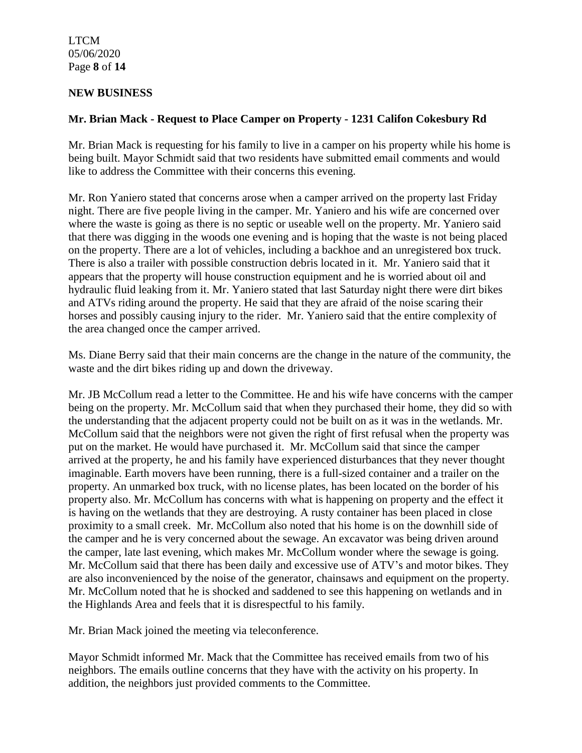## NEW BUSINESS

### Mr. Brian Mack - Request to Place Camper on Property - 1231 Califon Cokesbury Rd

Mr. Brian Mack is requesting for his family to live in a camper on his property while his home is being built. Mayor Schmidt said that two residents have submitted email comments and would like to address the Committee with their concerns this evening.

Mr. Ron Yaniero stated that concerns arose when a camper arrived on the property last Friday night. There are five people living in the camper. Mr. Yaniero and his wife are concerned over where the waste is going as there is no septic or useable well on the property. Mr. Yaniero said that there was digging in the woods one evening and is hoping that the waste is not being placed on the property. There are a lot of vehicles, including a backhoe and an unregistered box truck. There is also a trailer with possible construction debris located in it. Mr. Yaniero said that it appears that the property will house construction equipment and he is worried about oil and hydraulic fluid leaking from it. Mr. Yaniero stated that last Saturday night there were dirt bikes and ATVs riding around the property. He said that they are afraid of the noise scaring their horses and possibly causing injury to the rider. Mr. Yaniero said that the entire complexity of the area changed once the camper arrived.

Ms. Diane Berry said that their main concerns are the change in the nature of the community, the waste and the dirt bikes riding up and down the driveway.

Mr. JB McCollum read a letter to the Committee. He and his wife have concerns with the camper being on the property. Mr. McCollum said that when they purchased their home, they did so with the understanding that the adjacent property could not be built on as it was in the wetlands. Mr. McCollum said that the neighbors were not given the right of first refusal when the property was put on the market. He would have purchased it. Mr. McCollum said that since the camper arrived at the property, he and his family have experienced disturbances that they never thought imaginable. Earth movers have been running, there is a full-sized container and a trailer on the property. An unmarked box truck, with no license plates, has been located on the border of his property also. Mr. McCollum has concerns with what is happening on property and the effect it is having on the wetlands that they are destroying. A rusty container has been placed in close proximity to a small creek. Mr. McCollum also noted that his home is on the downhill side of the camper and he is very concerned about the sewage. An excavator was being driven around the camper, late last evening, which makes Mr. McCollum wonder where the sewage is going. Mr. McCollum said that there has been daily and excessive use of ATV's and motor bikes. They are also inconvenienced by the noise of the generator, chainsaws and equipment on the property. Mr. McCollum noted that he is shocked and saddened to see this happening on wetlands and in the Highlands Area and feels that it is disrespectful to his family.

Mr. Brian Mack joined the meeting via teleconference.

Mayor Schmidt informed Mr. Mack that the Committee has received emails from two of his neighbors. The emails outline concerns that they have with the activity on his property. In addition, the neighbors just provided comments to the Committee.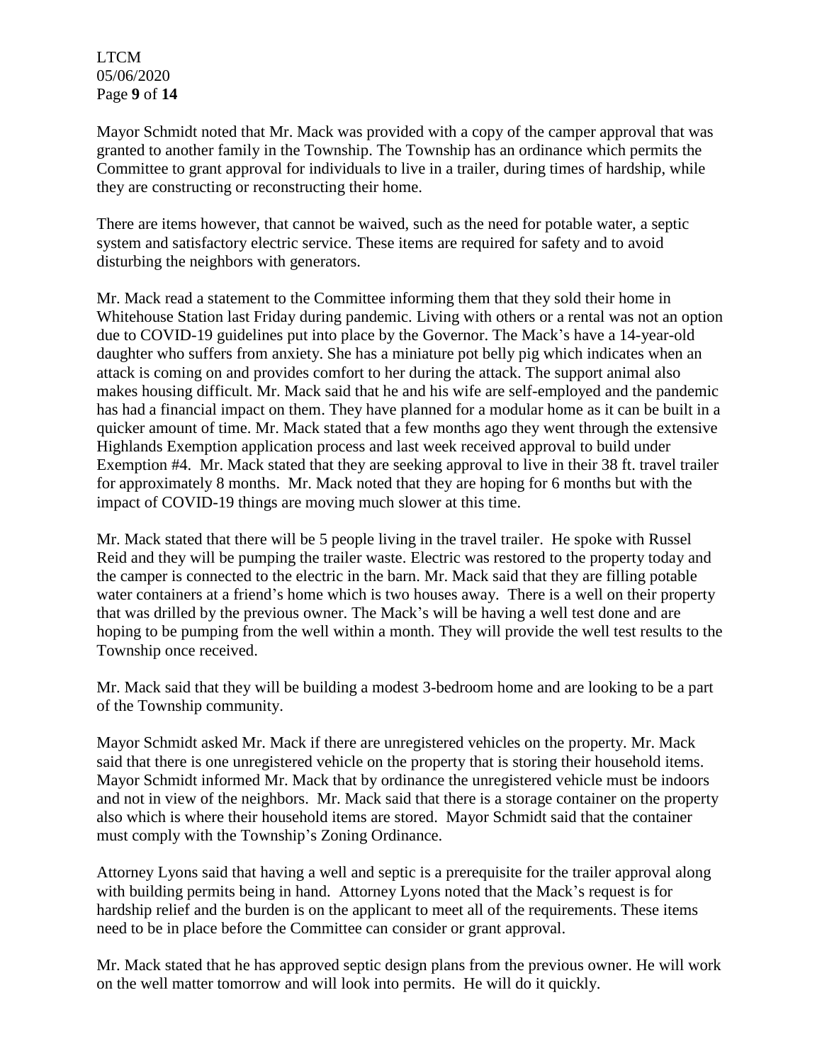Mayor Schmidt noted that Mr. Mack was provided with a copy of the camper approval that was granted to another family in the Township. The Township has an ordinance which permits the Committee to grant approval for individuals to live in a trailer, during times of hardship, while they are constructing or reconstructing their home.

There are items however, that cannot be waived, such as the need for potable water, a septic system and satisfactory electric service. These items are required for safety and to avoid disturbing the neighbors with generators.

Mr. Mack read a statement to the Committee informing them that they sold their home in Whitehouse Station last Friday during pandemic. Living with others or a rental was not an option due to COVID-19 guidelines put into place by the Governor. The Mack's have a 14-year-old daughter who suffers from anxiety. She has a miniature pot belly pig which indicates when an attack is coming on and provides comfort to her during the attack. The support animal also makes housing difficult. Mr. Mack said that he and his wife are self-employed and the pandemic has had a financial impact on them. They have planned for a modular home as it can be built in a quicker amount of time. Mr. Mack stated that a few months ago they went through the extensive Highlands Exemption application process and last week received approval to build under Exemption #4. Mr. Mack stated that they are seeking approval to live in their 38 ft. travel trailer for approximately 8 months. Mr. Mack noted that they are hoping for 6 months but with the impact of COVID-19 things are moving much slower at this time.

Mr. Mack stated that there will be 5 people living in the travel trailer. He spoke with Russel Reid and they will be pumping the trailer waste. Electric was restored to the property today and the camper is connected to the electric in the barn. Mr. Mack said that they are filling potable water containers at a friend's home which is two houses away. There is a well on their property that was drilled by the previous owner. The Mack's will be having a well test done and are hoping to be pumping from the well within a month. They will provide the well test results to the Township once received.

Mr. Mack said that they will be building a modest 3-bedroom home and are looking to be a part of the Township community.

Mayor Schmidt asked Mr. Mack if there are unregistered vehicles on the property. Mr. Mack said that there is one unregistered vehicle on the property that is storing their household items. Mayor Schmidt informed Mr. Mack that by ordinance the unregistered vehicle must be indoors and not in view of the neighbors. Mr. Mack said that there is a storage container on the property also which is where their household items are stored. Mayor Schmidt said that the container must comply with the Township's Zoning Ordinance.

Attorney Lyons said that having a well and septic is a prerequisite for the trailer approval along with building permits being in hand. Attorney Lyons noted that the Mack's request is for hardship relief and the burden is on the applicant to meet all of the requirements. These items need to be in place before the Committee can consider or grant approval.

Mr. Mack stated that he has approved septic design plans from the previous owner. He will work on the well matter tomorrow and will look into permits. He will do it quickly.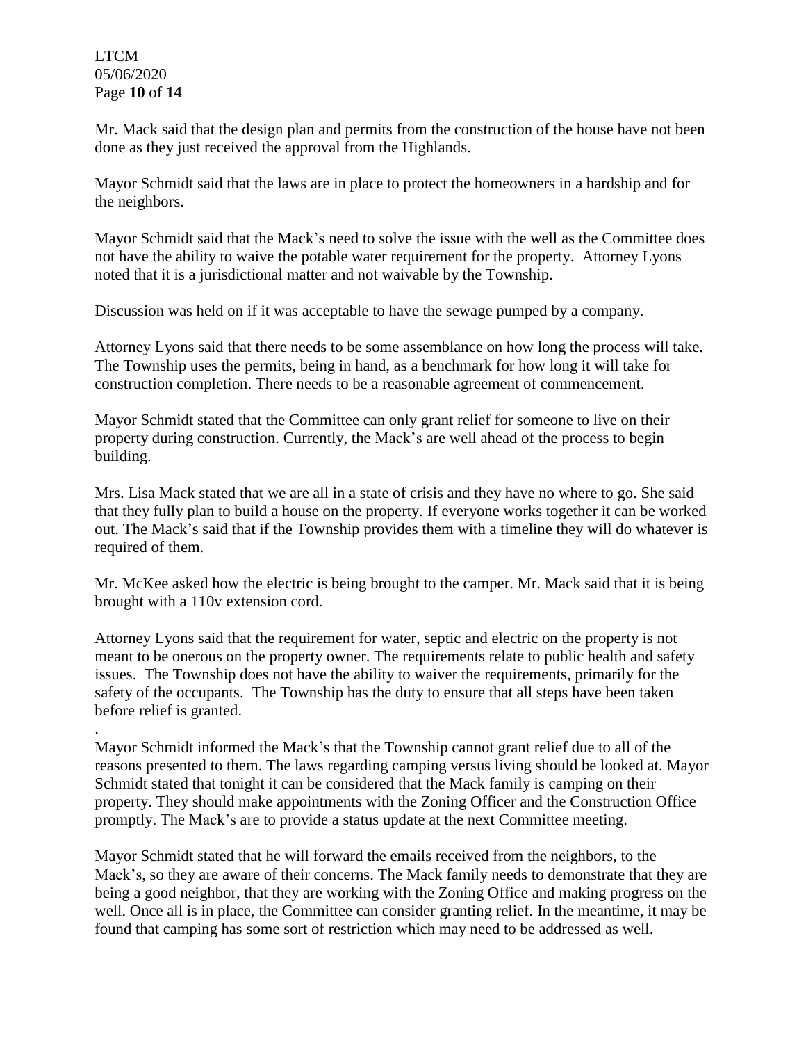Mr. Mack said that the design plan and permits from the construction of the house have not been done as they just received the approval from the Highlands.

Mayor Schmidt said that the laws are in place to protect the homeowners in a hardship and for the neighbors.

Mayor Schmidt said that the Mack's need to solve the issue with the well as the Committee does not have the ability to waive the potable water requirement for the property. Attorney Lyons noted that it is a jurisdictional matter and not waivable by the Township.

Discussion was held on if it was acceptable to have the sewage pumped by a company.

Attorney Lyons said that there needs to be some assemblance on how long the process will take. The Township uses the permits, being in hand, as a benchmark for how long it will take for construction completion. There needs to be a reasonable agreement of commencement.

Mayor Schmidt stated that the Committee can only grant relief for someone to live on their property during construction. Currently, the Mack's are well ahead of the process to begin building.

Mrs. Lisa Mack stated that we are all in a state of crisis and they have no where to go. She said that they fully plan to build a house on the property. If everyone works together it can be worked out. The Mack's said that if the Township provides them with a timeline they will do whatever is required of them.

Mr. McKee asked how the electric is being brought to the camper. Mr. Mack said that it is being brought with a 110v extension cord.

Attorney Lyons said that the requirement for water, septic and electric on the property is not meant to be onerous on the property owner. The requirements relate to public health and safety issues. The Township does not have the ability to waiver the requirements, primarily for the safety of the occupants. The Township has the duty to ensure that all steps have been taken before relief is granted.

.
Mayor Schmidt informed the Mack's that the Township cannot grant relief due to all of the reasons presented to them. The laws regarding camping versus living should be looked at. Mayor Schmidt stated that tonight it can be considered that the Mack family is camping on their property. They should make appointments with the Zoning Officer and the Construction Office promptly. The Mack's are to provide a status update at the next Committee meeting.

Mayor Schmidt stated that he will forward the emails received from the neighbors, to the Mack's, so they are aware of their concerns. The Mack family needs to demonstrate that they are being a good neighbor, that they are working with the Zoning Office and making progress on the well. Once all is in place, the Committee can consider granting relief. In the meantime, it may be found that camping has some sort of restriction which may need to be addressed as well.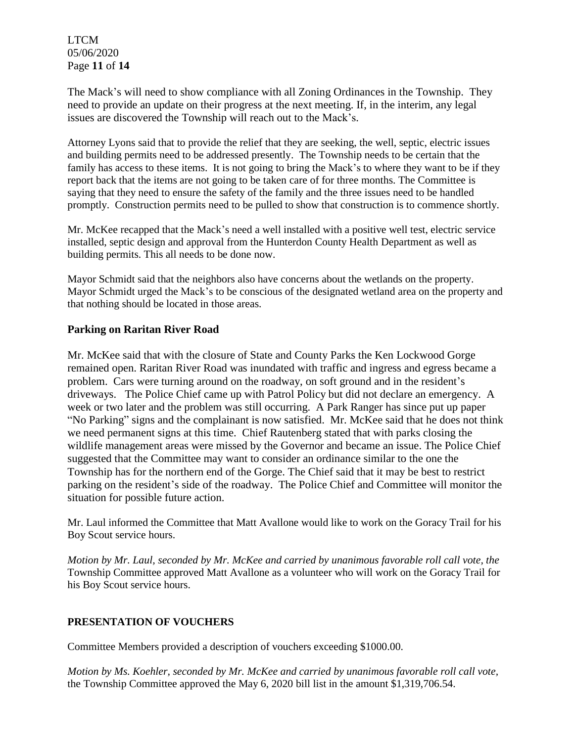The Mack's will need to show compliance with all Zoning Ordinances in the Township. They need to provide an update on their progress at the next meeting. If, in the interim, any legal issues are discovered the Township will reach out to the Mack's.

Attorney Lyons said that to provide the relief that they are seeking, the well, septic, electric issues and building permits need to be addressed presently. The Township needs to be certain that the family has access to these items. It is not going to bring the Mack's to where they want to be if they report back that the items are not going to be taken care of for three months. The Committee is saying that they need to ensure the safety of the family and the three issues need to be handled promptly. Construction permits need to be pulled to show that construction is to commence shortly.

Mr. McKee recapped that the Mack's need a well installed with a positive well test, electric service installed, septic design and approval from the Hunterdon County Health Department as well as building permits. This all needs to be done now.

Mayor Schmidt said that the neighbors also have concerns about the wetlands on the property. Mayor Schmidt urged the Mack's to be conscious of the designated wetland area on the property and that nothing should be located in those areas.

### Parking on Raritan River Road

Mr. McKee said that with the closure of State and County Parks the Ken Lockwood Gorge remained open. Raritan River Road was inundated with traffic and ingress and egress became a problem. Cars were turning around on the roadway, on soft ground and in the resident's driveways. The Police Chief came up with Patrol Policy but did not declare an emergency. A week or two later and the problem was still occurring. A Park Ranger has since put up paper "No Parking" signs and the complainant is now satisfied. Mr. McKee said that he does not think we need permanent signs at this time. Chief Rautenberg stated that with parks closing the wildlife management areas were missed by the Governor and became an issue. The Police Chief suggested that the Committee may want to consider an ordinance similar to the one the Township has for the northern end of the Gorge. The Chief said that it may be best to restrict parking on the resident's side of the roadway. The Police Chief and Committee will monitor the situation for possible future action.

Mr. Laul informed the Committee that Matt Avallone would like to work on the Goracy Trail for his Boy Scout service hours.

*Motion by Mr. Laul, seconded by Mr. McKee and carried by unanimous favorable roll call vote, the* Township Committee approved Matt Avallone as a volunteer who will work on the Goracy Trail for his Boy Scout service hours.

### PRESENTATION OF VOUCHERS

Committee Members provided a description of vouchers exceeding $1000.00.

*Motion by Ms. Koehler, seconded by Mr. McKee and carried by unanimous favorable roll call vote,* the Township Committee approved the May 6, 2020 bill list in the amount $1,319,706.54.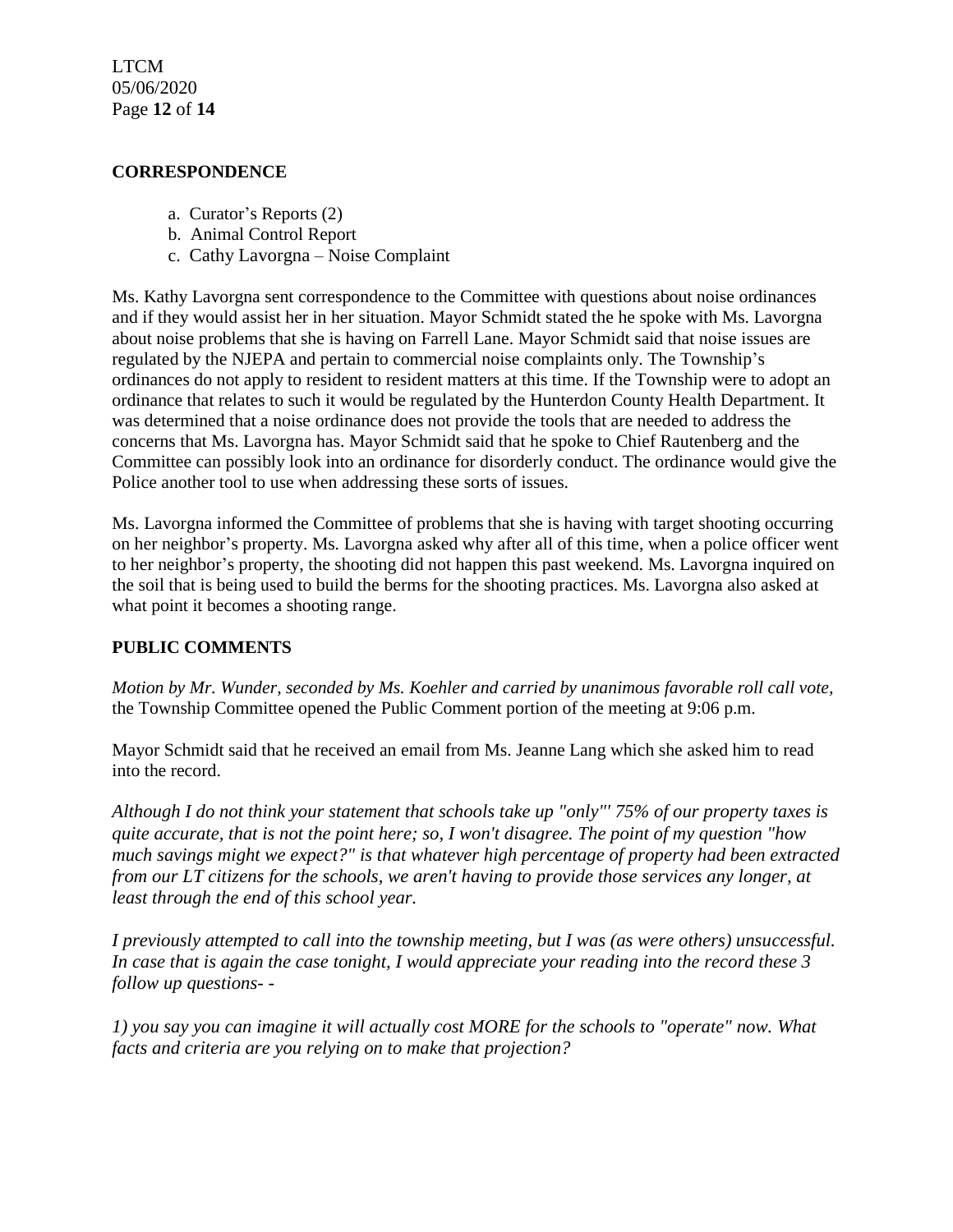## CORRESPONDENCE

a. Curator's Reports (2)
b. Animal Control Report
c. Cathy Lavorgna – Noise Complaint

Ms. Kathy Lavorgna sent correspondence to the Committee with questions about noise ordinances and if they would assist her in her situation. Mayor Schmidt stated the he spoke with Ms. Lavorgna about noise problems that she is having on Farrell Lane. Mayor Schmidt said that noise issues are regulated by the NJEPA and pertain to commercial noise complaints only. The Township's ordinances do not apply to resident to resident matters at this time. If the Township were to adopt an ordinance that relates to such it would be regulated by the Hunterdon County Health Department. It was determined that a noise ordinance does not provide the tools that are needed to address the concerns that Ms. Lavorgna has. Mayor Schmidt said that he spoke to Chief Rautenberg and the Committee can possibly look into an ordinance for disorderly conduct. The ordinance would give the Police another tool to use when addressing these sorts of issues.

Ms. Lavorgna informed the Committee of problems that she is having with target shooting occurring on her neighbor's property. Ms. Lavorgna asked why after all of this time, when a police officer went to her neighbor's property, the shooting did not happen this past weekend. Ms. Lavorgna inquired on the soil that is being used to build the berms for the shooting practices. Ms. Lavorgna also asked at what point it becomes a shooting range.

## PUBLIC COMMENTS

*Motion by Mr. Wunder, seconded by Ms. Koehler and carried by unanimous favorable roll call vote,* the Township Committee opened the Public Comment portion of the meeting at 9:06 p.m.

Mayor Schmidt said that he received an email from Ms. Jeanne Lang which she asked him to read into the record.

*Although I do not think your statement that schools take up "only"' 75% of our property taxes is quite accurate, that is not the point here; so, I won't disagree. The point of my question "how much savings might we expect?" is that whatever high percentage of property had been extracted from our LT citizens for the schools, we aren't having to provide those services any longer, at least through the end of this school year.*

*I previously attempted to call into the township meeting, but I was (as were others) unsuccessful. In case that is again the case tonight, I would appreciate your reading into the record these 3 follow up questions- -*

*1) you say you can imagine it will actually cost MORE for the schools to "operate" now. What facts and criteria are you relying on to make that projection?*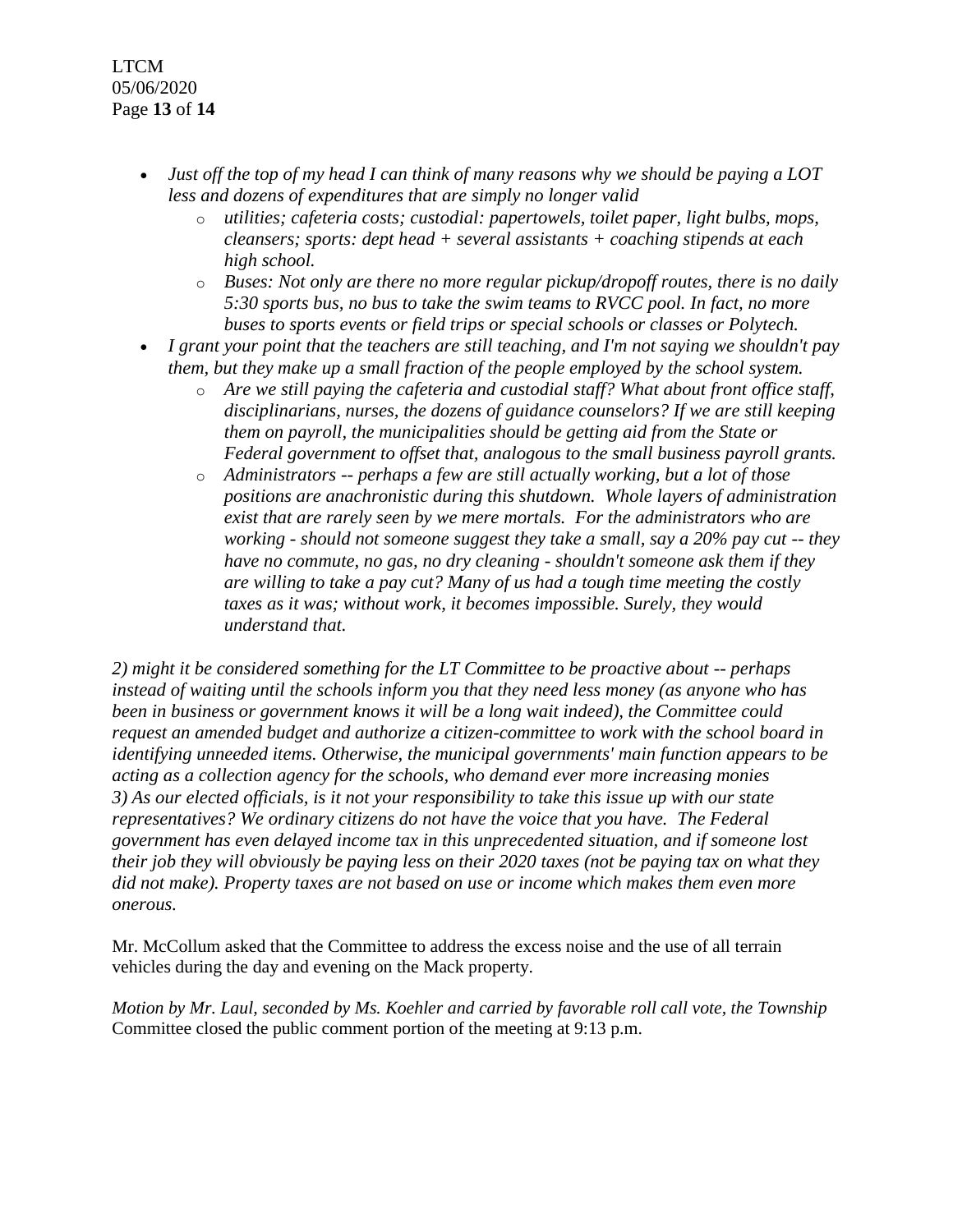- *Just off the top of my head I can think of many reasons why we should be paying a LOT less and dozens of expenditures that are simply no longer valid*
    - *utilities; cafeteria costs; custodial: papertowels, toilet paper, light bulbs, mops, cleansers; sports: dept head + several assistants + coaching stipends at each high school.*
    - *Buses: Not only are there no more regular pickup/dropoff routes, there is no daily 5:30 sports bus, no bus to take the swim teams to RVCC pool. In fact, no more buses to sports events or field trips or special schools or classes or Polytech.*
- *I grant your point that the teachers are still teaching, and I'm not saying we shouldn't pay them, but they make up a small fraction of the people employed by the school system.*
    - *Are we still paying the cafeteria and custodial staff? What about front office staff, disciplinarians, nurses, the dozens of guidance counselors? If we are still keeping them on payroll, the municipalities should be getting aid from the State or Federal government to offset that, analogous to the small business payroll grants.*
    - *Administrators -- perhaps a few are still actually working, but a lot of those positions are anachronistic during this shutdown. Whole layers of administration exist that are rarely seen by we mere mortals. For the administrators who are working - should not someone suggest they take a small, say a 20% pay cut -- they have no commute, no gas, no dry cleaning - shouldn't someone ask them if they are willing to take a pay cut? Many of us had a tough time meeting the costly taxes as it was; without work, it becomes impossible. Surely, they would understand that.*

*2) might it be considered something for the LT Committee to be proactive about -- perhaps instead of waiting until the schools inform you that they need less money (as anyone who has been in business or government knows it will be a long wait indeed), the Committee could request an amended budget and authorize a citizen-committee to work with the school board in identifying unneeded items. Otherwise, the municipal governments' main function appears to be acting as a collection agency for the schools, who demand ever more increasing monies*
*3) As our elected officials, is it not your responsibility to take this issue up with our state representatives? We ordinary citizens do not have the voice that you have. The Federal government has even delayed income tax in this unprecedented situation, and if someone lost their job they will obviously be paying less on their 2020 taxes (not be paying tax on what they did not make). Property taxes are not based on use or income which makes them even more onerous.*

Mr. McCollum asked that the Committee to address the excess noise and the use of all terrain vehicles during the day and evening on the Mack property.

*Motion by Mr. Laul, seconded by Ms. Koehler and carried by favorable roll call vote, the Township* Committee closed the public comment portion of the meeting at 9:13 p.m.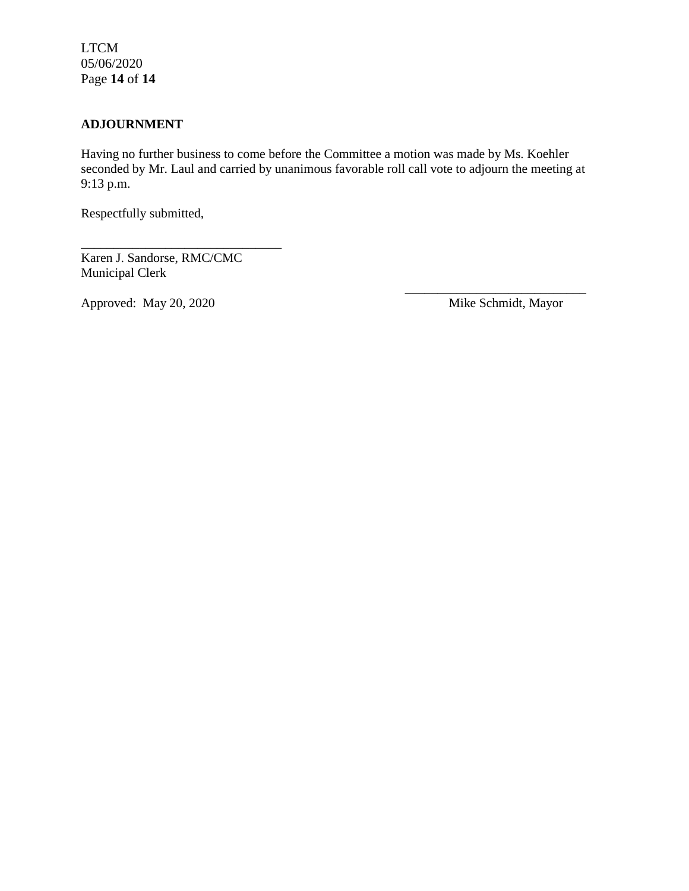**ADJOURNMENT**

Having no further business to come before the Committee a motion was made by Ms. Koehler seconded by Mr. Laul and carried by unanimous favorable roll call vote to adjourn the meeting at 9:13 p.m.

Respectfully submitted,

_______________________________
Karen J. Sandorse, RMC/CMC
Municipal Clerk

_______________________________
Mike Schmidt, Mayor

Approved: May 20, 2020